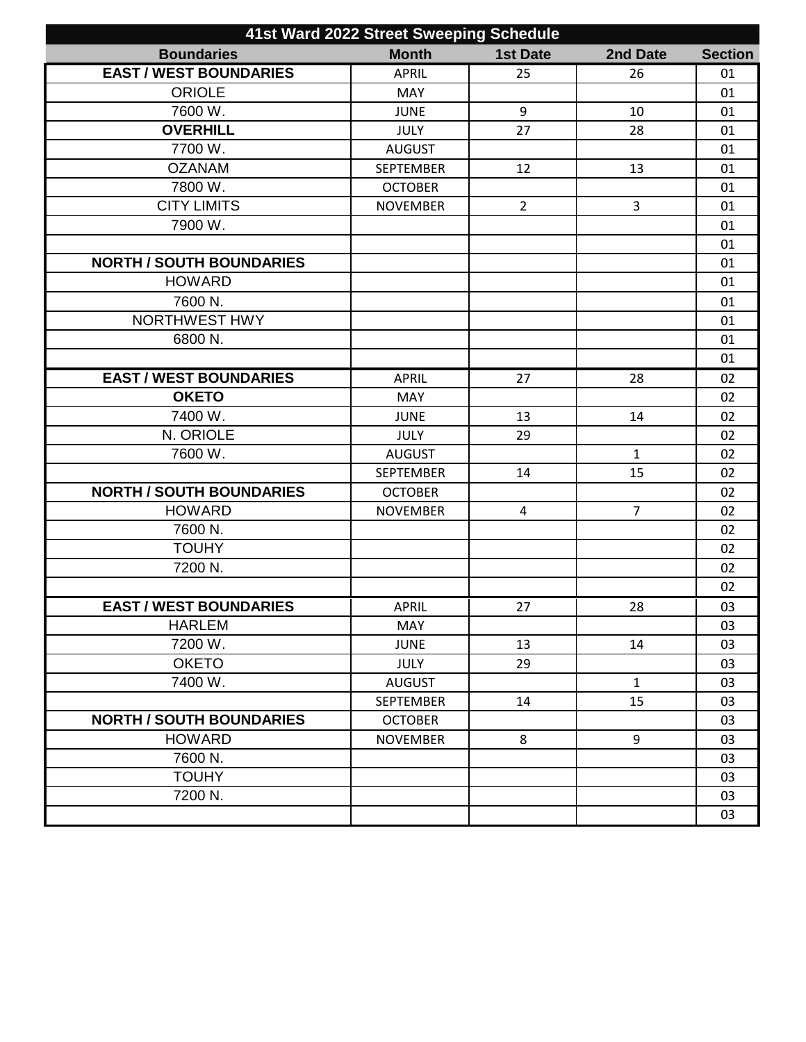| 41st Ward 2022 Street Sweeping Schedule | | | | |
|---|---|---|---|---|
| **Boundaries** | **Month** | **1st Date** | **2nd Date** | **Section** |
| **EAST / WEST BOUNDARIES** | APRIL | 25 | 26 | 01 |
| ORIOLE | MAY | | | 01 |
| 7600 W. | JUNE | 9 | 10 | 01 |
| **OVERHILL** | JULY | 27 | 28 | 01 |
| 7700 W. | AUGUST | | | 01 |
| OZANAM | SEPTEMBER | 12 | 13 | 01 |
| 7800 W. | OCTOBER | | | 01 |
| CITY LIMITS | NOVEMBER | 2 | 3 | 01 |
| 7900 W. | | | | 01 |
| | | | | 01 |
| **NORTH / SOUTH BOUNDARIES** | | | | 01 |
| HOWARD | | | | 01 |
| 7600 N. | | | | 01 |
| NORTHWEST HWY | | | | 01 |
| 6800 N. | | | | 01 |
| | | | | 01 |
| **EAST / WEST BOUNDARIES** | APRIL | 27 | 28 | 02 |
| **OKETO** | MAY | | | 02 |
| 7400 W. | JUNE | 13 | 14 | 02 |
| N. ORIOLE | JULY | 29 | | 02 |
| 7600 W. | AUGUST | | 1 | 02 |
| | SEPTEMBER | 14 | 15 | 02 |
| **NORTH / SOUTH BOUNDARIES** | OCTOBER | | | 02 |
| HOWARD | NOVEMBER | 4 | 7 | 02 |
| 7600 N. | | | | 02 |
| TOUHY | | | | 02 |
| 7200 N. | | | | 02 |
| | | | | 02 |
| **EAST / WEST BOUNDARIES** | APRIL | 27 | 28 | 03 |
| HARLEM | MAY | | | 03 |
| 7200 W. | JUNE | 13 | 14 | 03 |
| OKETO | JULY | 29 | | 03 |
| 7400 W. | AUGUST | | 1 | 03 |
| | SEPTEMBER | 14 | 15 | 03 |
| **NORTH / SOUTH BOUNDARIES** | OCTOBER | | | 03 |
| HOWARD | NOVEMBER | 8 | 9 | 03 |
| 7600 N. | | | | 03 |
| TOUHY | | | | 03 |
| 7200 N. | | | | 03 |
| | | | | 03 |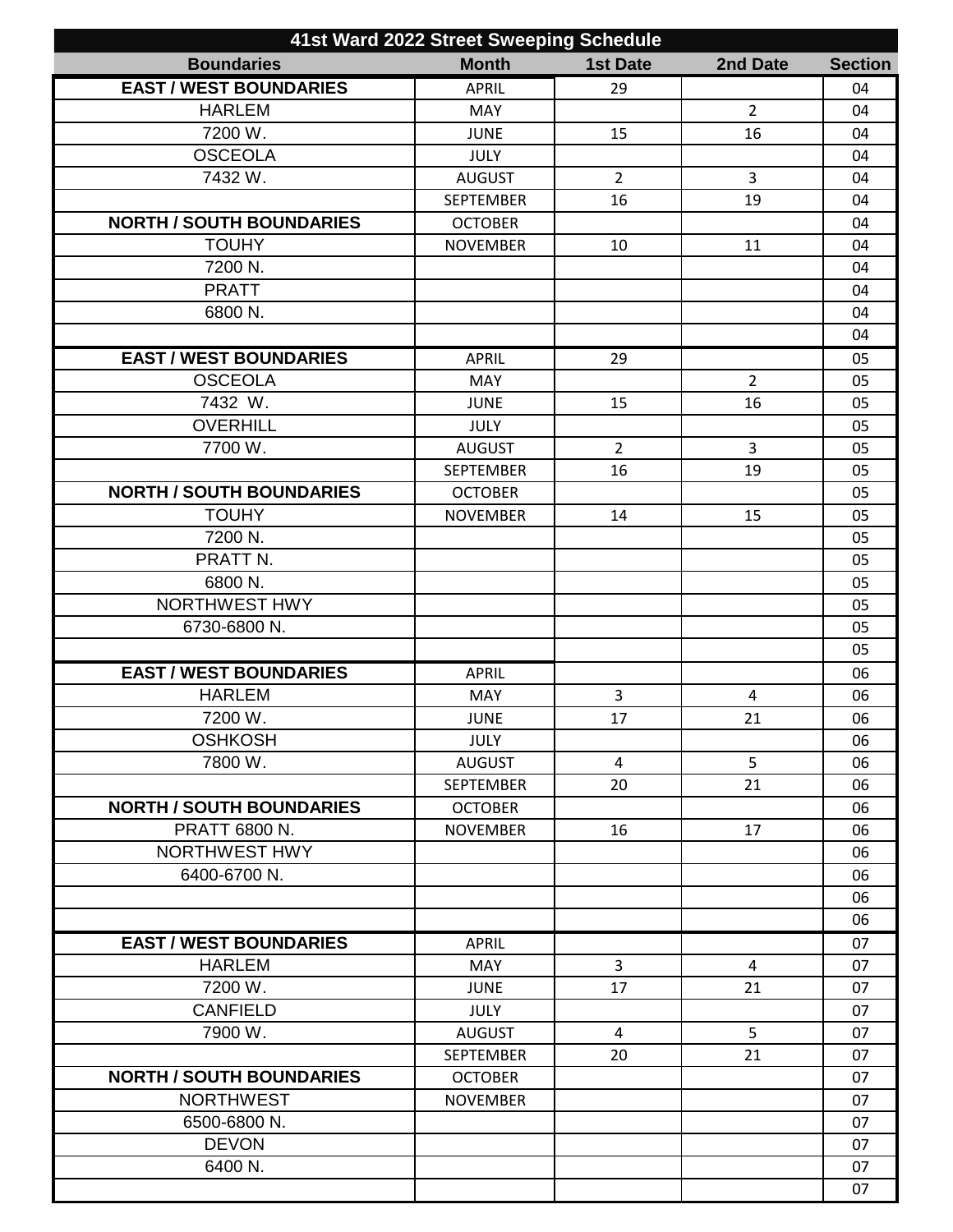| 41st Ward 2022 Street Sweeping Schedule | | | | |
|---|---|---|---|---|
| **Boundaries** | **Month** | **1st Date** | **2nd Date** | **Section** |
| **EAST / WEST BOUNDARIES** | APRIL | 29 | | 04 |
| HARLEM | MAY | | 2 | 04 |
| 7200 W. | JUNE | 15 | 16 | 04 |
| OSCEOLA | JULY | | | 04 |
| 7432 W. | AUGUST | 2 | 3 | 04 |
| | SEPTEMBER | 16 | 19 | 04 |
| **NORTH / SOUTH BOUNDARIES** | OCTOBER | | | 04 |
| TOUHY | NOVEMBER | 10 | 11 | 04 |
| 7200 N. | | | | 04 |
| PRATT | | | | 04 |
| 6800 N. | | | | 04 |
| | | | | 04 |
| **EAST / WEST BOUNDARIES** | APRIL | 29 | | 05 |
| OSCEOLA | MAY | | 2 | 05 |
| 7432 W. | JUNE | 15 | 16 | 05 |
| OVERHILL | JULY | | | 05 |
| 7700 W. | AUGUST | 2 | 3 | 05 |
| | SEPTEMBER | 16 | 19 | 05 |
| **NORTH / SOUTH BOUNDARIES** | OCTOBER | | | 05 |
| TOUHY | NOVEMBER | 14 | 15 | 05 |
| 7200 N. | | | | 05 |
| PRATT N. | | | | 05 |
| 6800 N. | | | | 05 |
| NORTHWEST HWY | | | | 05 |
| 6730-6800 N. | | | | 05 |
| | | | | 05 |
| **EAST / WEST BOUNDARIES** | APRIL | | | 06 |
| HARLEM | MAY | 3 | 4 | 06 |
| 7200 W. | JUNE | 17 | 21 | 06 |
| OSHKOSH | JULY | | | 06 |
| 7800 W. | AUGUST | 4 | 5 | 06 |
| | SEPTEMBER | 20 | 21 | 06 |
| **NORTH / SOUTH BOUNDARIES** | OCTOBER | | | 06 |
| PRATT 6800 N. | NOVEMBER | 16 | 17 | 06 |
| NORTHWEST HWY | | | | 06 |
| 6400-6700 N. | | | | 06 |
| | | | | 06 |
| | | | | 06 |
| **EAST / WEST BOUNDARIES** | APRIL | | | 07 |
| HARLEM | MAY | 3 | 4 | 07 |
| 7200 W. | JUNE | 17 | 21 | 07 |
| CANFIELD | JULY | | | 07 |
| 7900 W. | AUGUST | 4 | 5 | 07 |
| | SEPTEMBER | 20 | 21 | 07 |
| **NORTH / SOUTH BOUNDARIES** | OCTOBER | | | 07 |
| NORTHWEST | NOVEMBER | | | 07 |
| 6500-6800 N. | | | | 07 |
| DEVON | | | | 07 |
| 6400 N. | | | | 07 |
| | | | | 07 |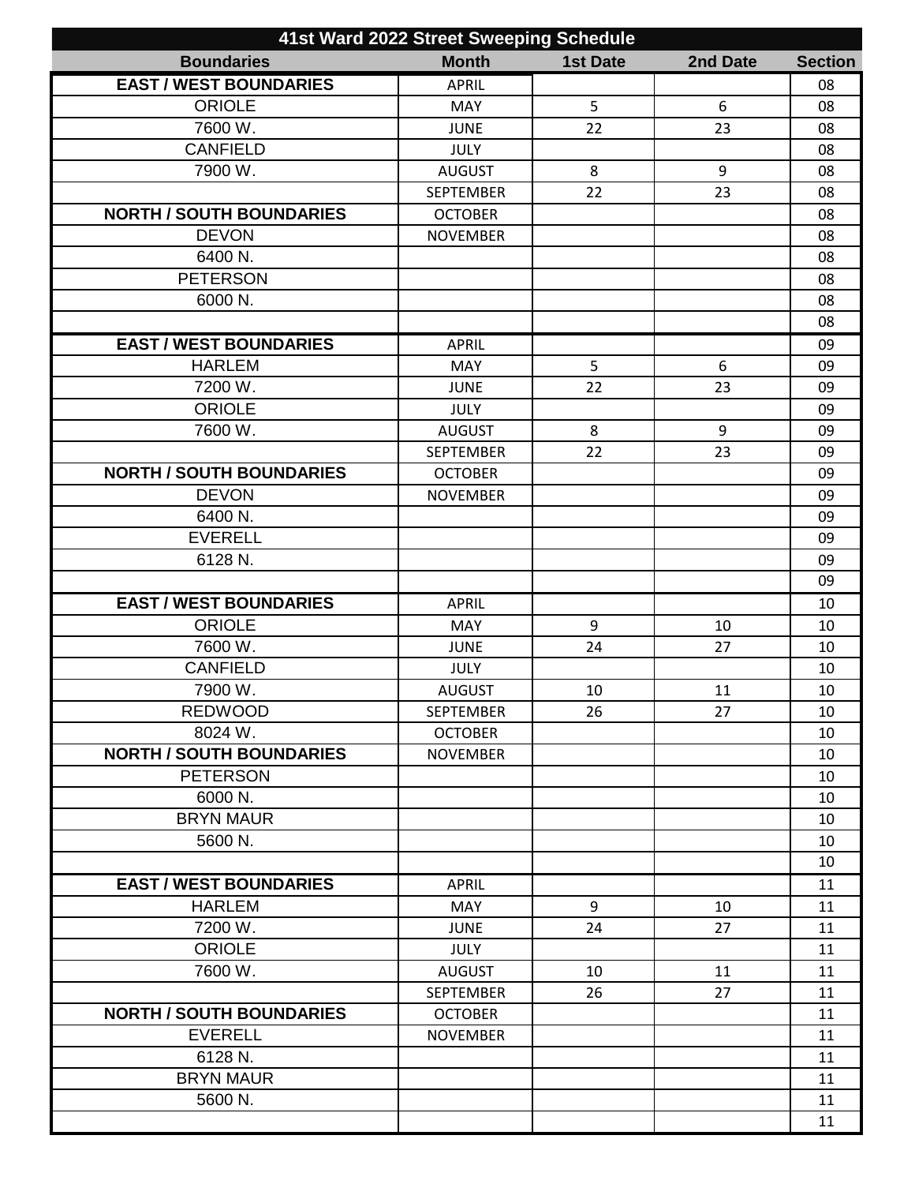| 41st Ward 2022 Street Sweeping Schedule | | | | |
|---|---|---|---|---|
| **Boundaries** | **Month** | **1st Date** | **2nd Date** | **Section** |
| **EAST / WEST BOUNDARIES** | APRIL | | | 08 |
| ORIOLE | MAY | 5 | 6 | 08 |
| 7600 W. | JUNE | 22 | 23 | 08 |
| CANFIELD | JULY | | | 08 |
| 7900 W. | AUGUST | 8 | 9 | 08 |
| | SEPTEMBER | 22 | 23 | 08 |
| **NORTH / SOUTH BOUNDARIES** | OCTOBER | | | 08 |
| DEVON | NOVEMBER | | | 08 |
| 6400 N. | | | | 08 |
| PETERSON | | | | 08 |
| 6000 N. | | | | 08 |
| | | | | 08 |
| **EAST / WEST BOUNDARIES** | APRIL | | | 09 |
| HARLEM | MAY | 5 | 6 | 09 |
| 7200 W. | JUNE | 22 | 23 | 09 |
| ORIOLE | JULY | | | 09 |
| 7600 W. | AUGUST | 8 | 9 | 09 |
| | SEPTEMBER | 22 | 23 | 09 |
| **NORTH / SOUTH BOUNDARIES** | OCTOBER | | | 09 |
| DEVON | NOVEMBER | | | 09 |
| 6400 N. | | | | 09 |
| EVERELL | | | | 09 |
| 6128 N. | | | | 09 |
| | | | | 09 |
| **EAST / WEST BOUNDARIES** | APRIL | | | 10 |
| ORIOLE | MAY | 9 | 10 | 10 |
| 7600 W. | JUNE | 24 | 27 | 10 |
| CANFIELD | JULY | | | 10 |
| 7900 W. | AUGUST | 10 | 11 | 10 |
| REDWOOD | SEPTEMBER | 26 | 27 | 10 |
| 8024 W. | OCTOBER | | | 10 |
| **NORTH / SOUTH BOUNDARIES** | NOVEMBER | | | 10 |
| PETERSON | | | | 10 |
| 6000 N. | | | | 10 |
| BRYN MAUR | | | | 10 |
| 5600 N. | | | | 10 |
| | | | | 10 |
| **EAST / WEST BOUNDARIES** | APRIL | | | 11 |
| HARLEM | MAY | 9 | 10 | 11 |
| 7200 W. | JUNE | 24 | 27 | 11 |
| ORIOLE | JULY | | | 11 |
| 7600 W. | AUGUST | 10 | 11 | 11 |
| | SEPTEMBER | 26 | 27 | 11 |
| **NORTH / SOUTH BOUNDARIES** | OCTOBER | | | 11 |
| EVERELL | NOVEMBER | | | 11 |
| 6128 N. | | | | 11 |
| BRYN MAUR | | | | 11 |
| 5600 N. | | | | 11 |
| | | | | 11 |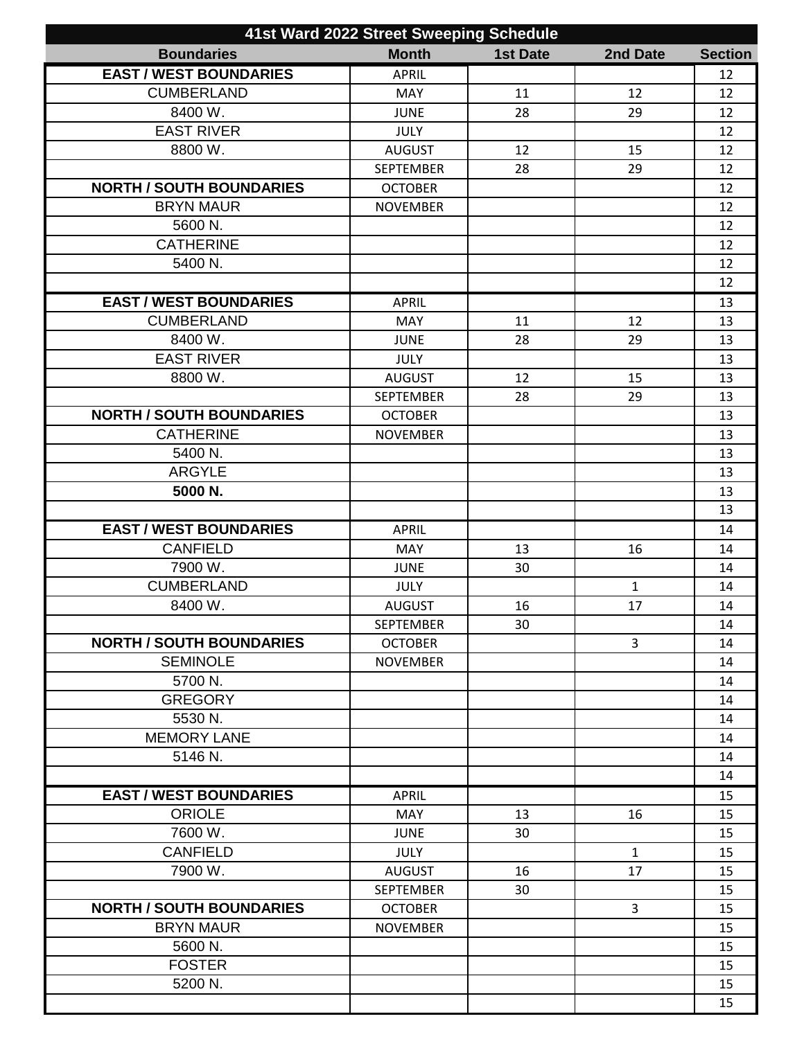| 41st Ward 2022 Street Sweeping Schedule | | | | |
|---|---|---|---|---|
| **Boundaries** | **Month** | **1st Date** | **2nd Date** | **Section** |
| **EAST / WEST BOUNDARIES** | APRIL | | | 12 |
| CUMBERLAND | MAY | 11 | 12 | 12 |
| 8400 W. | JUNE | 28 | 29 | 12 |
| EAST RIVER | JULY | | | 12 |
| 8800 W. | AUGUST | 12 | 15 | 12 |
| | SEPTEMBER | 28 | 29 | 12 |
| **NORTH / SOUTH BOUNDARIES** | OCTOBER | | | 12 |
| BRYN MAUR | NOVEMBER | | | 12 |
| 5600 N. | | | | 12 |
| CATHERINE | | | | 12 |
| 5400 N. | | | | 12 |
| | | | | 12 |
| **EAST / WEST BOUNDARIES** | APRIL | | | 13 |
| CUMBERLAND | MAY | 11 | 12 | 13 |
| 8400 W. | JUNE | 28 | 29 | 13 |
| EAST RIVER | JULY | | | 13 |
| 8800 W. | AUGUST | 12 | 15 | 13 |
| | SEPTEMBER | 28 | 29 | 13 |
| **NORTH / SOUTH BOUNDARIES** | OCTOBER | | | 13 |
| CATHERINE | NOVEMBER | | | 13 |
| 5400 N. | | | | 13 |
| ARGYLE | | | | 13 |
| **5000 N.** | | | | 13 |
| | | | | 13 |
| **EAST / WEST BOUNDARIES** | APRIL | | | 14 |
| CANFIELD | MAY | 13 | 16 | 14 |
| 7900 W. | JUNE | 30 | | 14 |
| CUMBERLAND | JULY | | 1 | 14 |
| 8400 W. | AUGUST | 16 | 17 | 14 |
| | SEPTEMBER | 30 | | 14 |
| **NORTH / SOUTH BOUNDARIES** | OCTOBER | | 3 | 14 |
| SEMINOLE | NOVEMBER | | | 14 |
| 5700 N. | | | | 14 |
| GREGORY | | | | 14 |
| 5530 N. | | | | 14 |
| MEMORY LANE | | | | 14 |
| 5146 N. | | | | 14 |
| | | | | 14 |
| **EAST / WEST BOUNDARIES** | APRIL | | | 15 |
| ORIOLE | MAY | 13 | 16 | 15 |
| 7600 W. | JUNE | 30 | | 15 |
| CANFIELD | JULY | | 1 | 15 |
| 7900 W. | AUGUST | 16 | 17 | 15 |
| | SEPTEMBER | 30 | | 15 |
| **NORTH / SOUTH BOUNDARIES** | OCTOBER | | 3 | 15 |
| BRYN MAUR | NOVEMBER | | | 15 |
| 5600 N. | | | | 15 |
| FOSTER | | | | 15 |
| 5200 N. | | | | 15 |
| | | | | 15 |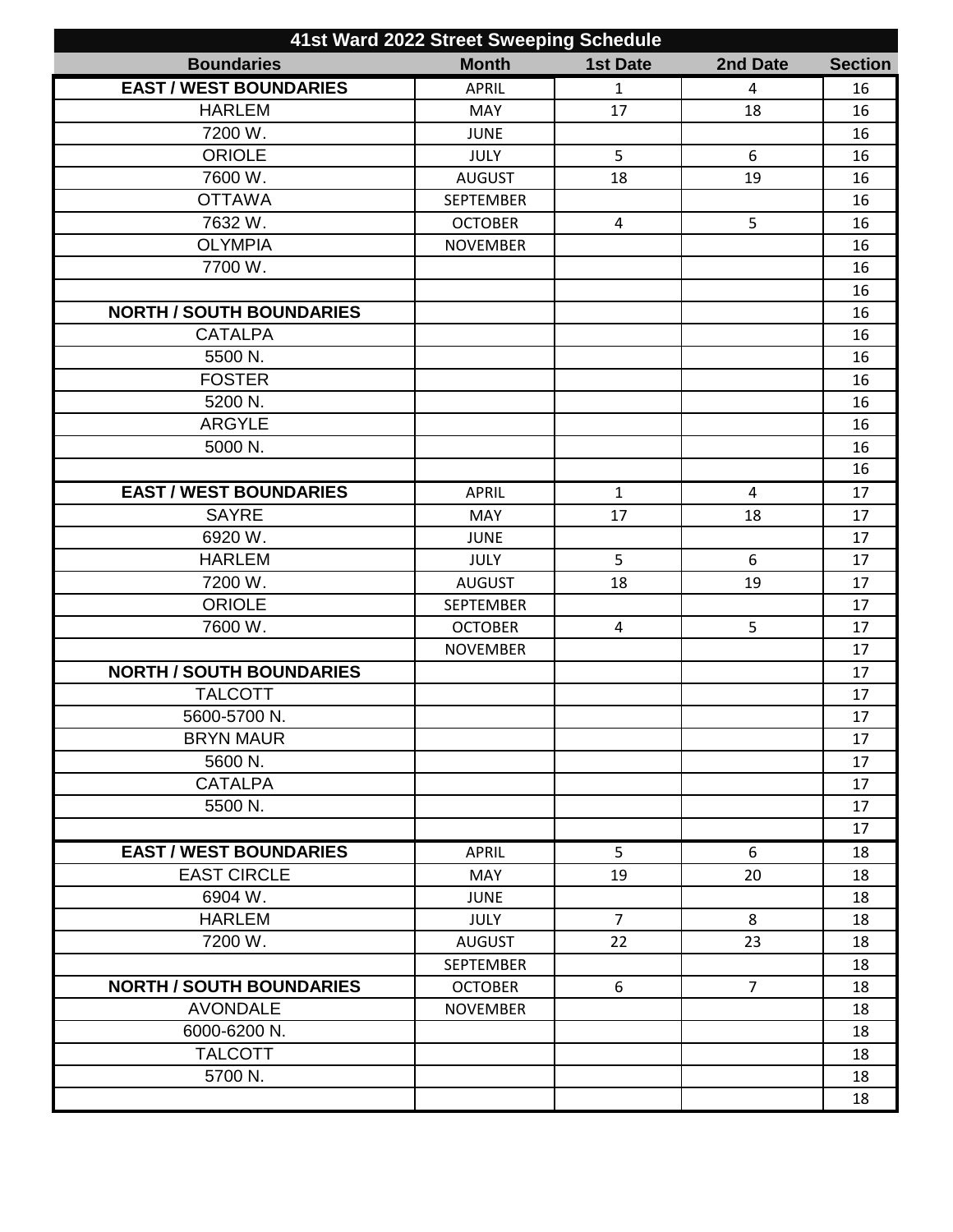| 41st Ward 2022 Street Sweeping Schedule | | | | |
|---|---|---|---|---|
| **Boundaries** | **Month** | **1st Date** | **2nd Date** | **Section** |
| **EAST / WEST BOUNDARIES** | APRIL | 1 | 4 | 16 |
| HARLEM | MAY | 17 | 18 | 16 |
| 7200 W. | JUNE | | | 16 |
| ORIOLE | JULY | 5 | 6 | 16 |
| 7600 W. | AUGUST | 18 | 19 | 16 |
| OTTAWA | SEPTEMBER | | | 16 |
| 7632 W. | OCTOBER | 4 | 5 | 16 |
| OLYMPIA | NOVEMBER | | | 16 |
| 7700 W. | | | | 16 |
| | | | | 16 |
| **NORTH / SOUTH BOUNDARIES** | | | | 16 |
| CATALPA | | | | 16 |
| 5500 N. | | | | 16 |
| FOSTER | | | | 16 |
| 5200 N. | | | | 16 |
| ARGYLE | | | | 16 |
| 5000 N. | | | | 16 |
| | | | | 16 |
| **EAST / WEST BOUNDARIES** | APRIL | 1 | 4 | 17 |
| SAYRE | MAY | 17 | 18 | 17 |
| 6920 W. | JUNE | | | 17 |
| HARLEM | JULY | 5 | 6 | 17 |
| 7200 W. | AUGUST | 18 | 19 | 17 |
| ORIOLE | SEPTEMBER | | | 17 |
| 7600 W. | OCTOBER | 4 | 5 | 17 |
| | NOVEMBER | | | 17 |
| **NORTH / SOUTH BOUNDARIES** | | | | 17 |
| TALCOTT | | | | 17 |
| 5600-5700 N. | | | | 17 |
| BRYN MAUR | | | | 17 |
| 5600 N. | | | | 17 |
| CATALPA | | | | 17 |
| 5500 N. | | | | 17 |
| | | | | 17 |
| **EAST / WEST BOUNDARIES** | APRIL | 5 | 6 | 18 |
| EAST CIRCLE | MAY | 19 | 20 | 18 |
| 6904 W. | JUNE | | | 18 |
| HARLEM | JULY | 7 | 8 | 18 |
| 7200 W. | AUGUST | 22 | 23 | 18 |
| | SEPTEMBER | | | 18 |
| **NORTH / SOUTH BOUNDARIES** | OCTOBER | 6 | 7 | 18 |
| AVONDALE | NOVEMBER | | | 18 |
| 6000-6200 N. | | | | 18 |
| TALCOTT | | | | 18 |
| 5700 N. | | | | 18 |
| | | | | 18 |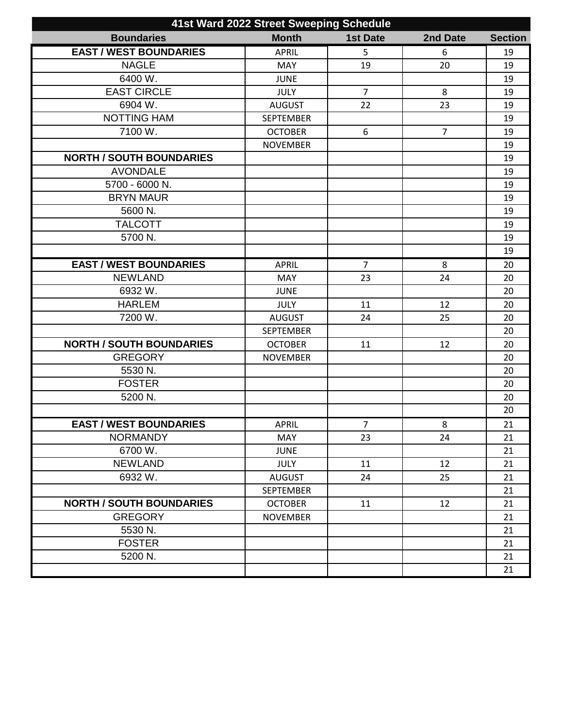| 41st Ward 2022 Street Sweeping Schedule | | | | |
|---|---|---|---|---|
| **Boundaries** | **Month** | **1st Date** | **2nd Date** | **Section** |
| **EAST / WEST BOUNDARIES** | APRIL | 5 | 6 | 19 |
| NAGLE | MAY | 19 | 20 | 19 |
| 6400 W. | JUNE | | | 19 |
| EAST CIRCLE | JULY | 7 | 8 | 19 |
| 6904 W. | AUGUST | 22 | 23 | 19 |
| NOTTING HAM | SEPTEMBER | | | 19 |
| 7100 W. | OCTOBER | 6 | 7 | 19 |
| | NOVEMBER | | | 19 |
| **NORTH / SOUTH BOUNDARIES** | | | | 19 |
| AVONDALE | | | | 19 |
| 5700 - 6000 N. | | | | 19 |
| BRYN MAUR | | | | 19 |
| 5600 N. | | | | 19 |
| TALCOTT | | | | 19 |
| 5700 N. | | | | 19 |
| | | | | 19 |
| **EAST / WEST BOUNDARIES** | APRIL | 7 | 8 | 20 |
| NEWLAND | MAY | 23 | 24 | 20 |
| 6932 W. | JUNE | | | 20 |
| HARLEM | JULY | 11 | 12 | 20 |
| 7200 W. | AUGUST | 24 | 25 | 20 |
| | SEPTEMBER | | | 20 |
| **NORTH / SOUTH BOUNDARIES** | OCTOBER | 11 | 12 | 20 |
| GREGORY | NOVEMBER | | | 20 |
| 5530 N. | | | | 20 |
| FOSTER | | | | 20 |
| 5200 N. | | | | 20 |
| | | | | 20 |
| **EAST / WEST BOUNDARIES** | APRIL | 7 | 8 | 21 |
| NORMANDY | MAY | 23 | 24 | 21 |
| 6700 W. | JUNE | | | 21 |
| NEWLAND | JULY | 11 | 12 | 21 |
| 6932 W. | AUGUST | 24 | 25 | 21 |
| | SEPTEMBER | | | 21 |
| **NORTH / SOUTH BOUNDARIES** | OCTOBER | 11 | 12 | 21 |
| GREGORY | NOVEMBER | | | 21 |
| 5530 N. | | | | 21 |
| FOSTER | | | | 21 |
| 5200 N. | | | | 21 |
| | | | | 21 |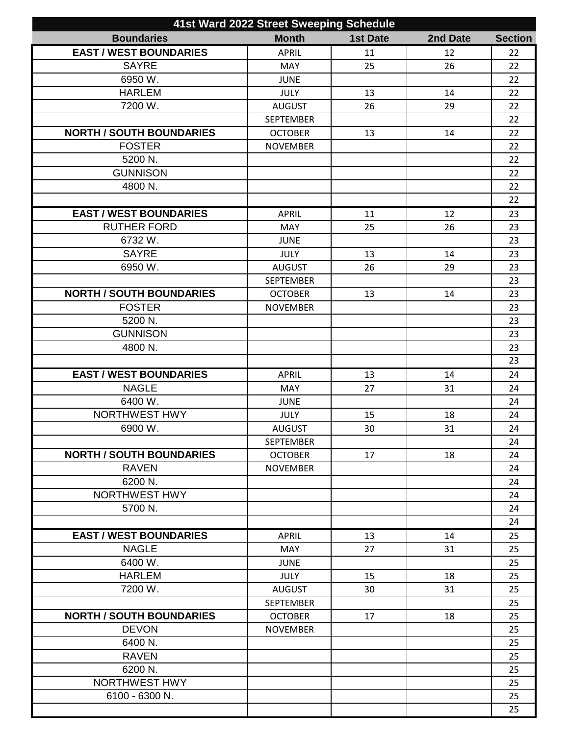| 41st Ward 2022 Street Sweeping Schedule | | | | |
|---|---|---|---|---|
| **Boundaries** | **Month** | **1st Date** | **2nd Date** | **Section** |
| **EAST / WEST BOUNDARIES** | APRIL | 11 | 12 | 22 |
| SAYRE | MAY | 25 | 26 | 22 |
| 6950 W. | JUNE | | | 22 |
| HARLEM | JULY | 13 | 14 | 22 |
| 7200 W. | AUGUST | 26 | 29 | 22 |
| | SEPTEMBER | | | 22 |
| **NORTH / SOUTH BOUNDARIES** | OCTOBER | 13 | 14 | 22 |
| FOSTER | NOVEMBER | | | 22 |
| 5200 N. | | | | 22 |
| GUNNISON | | | | 22 |
| 4800 N. | | | | 22 |
| | | | | 22 |
| **EAST / WEST BOUNDARIES** | APRIL | 11 | 12 | 23 |
| RUTHER FORD | MAY | 25 | 26 | 23 |
| 6732 W. | JUNE | | | 23 |
| SAYRE | JULY | 13 | 14 | 23 |
| 6950 W. | AUGUST | 26 | 29 | 23 |
| | SEPTEMBER | | | 23 |
| **NORTH / SOUTH BOUNDARIES** | OCTOBER | 13 | 14 | 23 |
| FOSTER | NOVEMBER | | | 23 |
| 5200 N. | | | | 23 |
| GUNNISON | | | | 23 |
| 4800 N. | | | | 23 |
| | | | | 23 |
| **EAST / WEST BOUNDARIES** | APRIL | 13 | 14 | 24 |
| NAGLE | MAY | 27 | 31 | 24 |
| 6400 W. | JUNE | | | 24 |
| NORTHWEST HWY | JULY | 15 | 18 | 24 |
| 6900 W. | AUGUST | 30 | 31 | 24 |
| | SEPTEMBER | | | 24 |
| **NORTH / SOUTH BOUNDARIES** | OCTOBER | 17 | 18 | 24 |
| RAVEN | NOVEMBER | | | 24 |
| 6200 N. | | | | 24 |
| NORTHWEST HWY | | | | 24 |
| 5700 N. | | | | 24 |
| | | | | 24 |
| **EAST / WEST BOUNDARIES** | APRIL | 13 | 14 | 25 |
| NAGLE | MAY | 27 | 31 | 25 |
| 6400 W. | JUNE | | | 25 |
| HARLEM | JULY | 15 | 18 | 25 |
| 7200 W. | AUGUST | 30 | 31 | 25 |
| | SEPTEMBER | | | 25 |
| **NORTH / SOUTH BOUNDARIES** | OCTOBER | 17 | 18 | 25 |
| DEVON | NOVEMBER | | | 25 |
| 6400 N. | | | | 25 |
| RAVEN | | | | 25 |
| 6200 N. | | | | 25 |
| NORTHWEST HWY | | | | 25 |
| 6100 - 6300 N. | | | | 25 |
| | | | | 25 |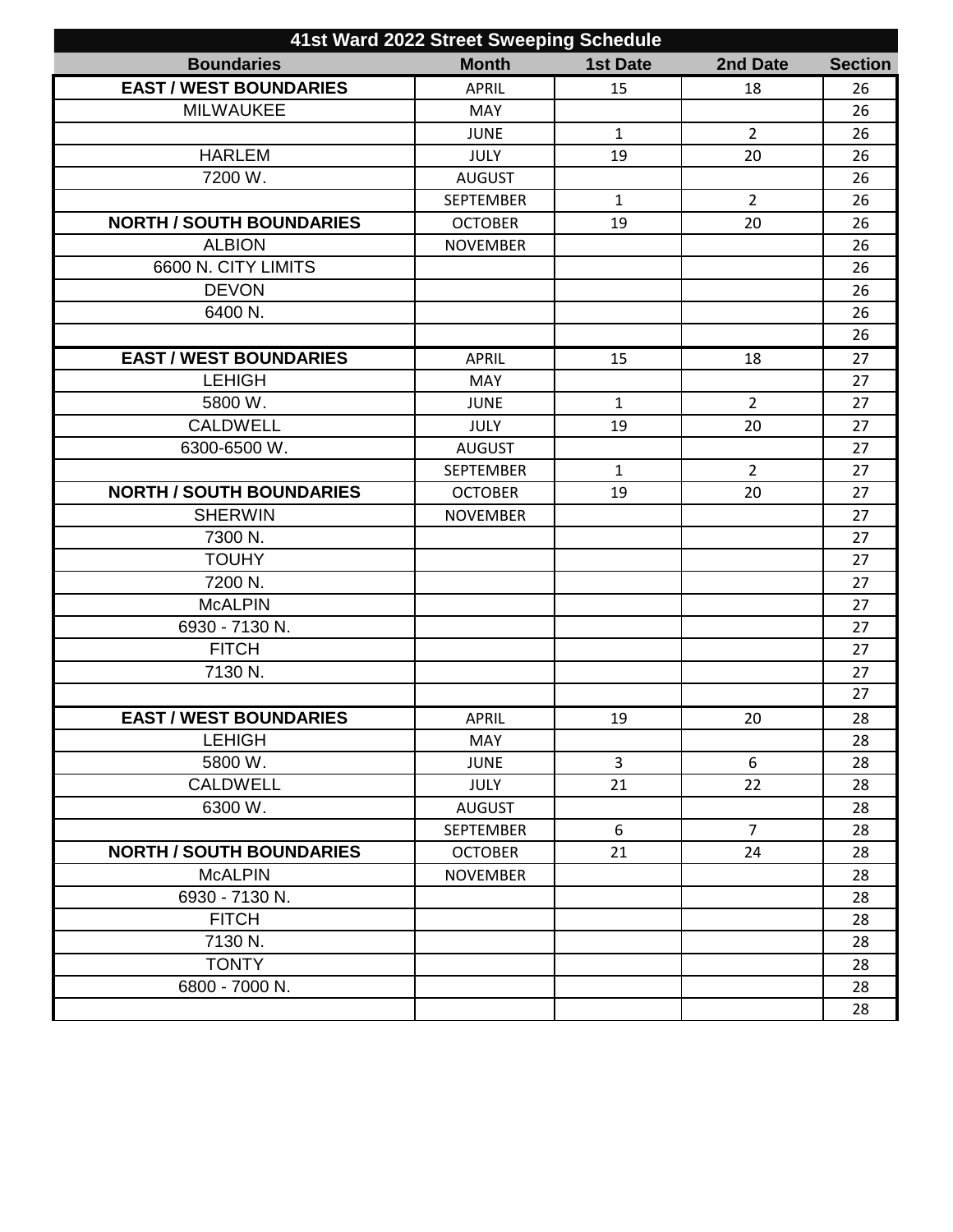| 41st Ward 2022 Street Sweeping Schedule | | | | |
|---|---|---|---|---|
| **Boundaries** | **Month** | **1st Date** | **2nd Date** | **Section** |
| **EAST / WEST BOUNDARIES** | APRIL | 15 | 18 | 26 |
| MILWAUKEE | MAY | | | 26 |
| | JUNE | 1 | 2 | 26 |
| HARLEM | JULY | 19 | 20 | 26 |
| 7200 W. | AUGUST | | | 26 |
| | SEPTEMBER | 1 | 2 | 26 |
| **NORTH / SOUTH BOUNDARIES** | OCTOBER | 19 | 20 | 26 |
| ALBION | NOVEMBER | | | 26 |
| 6600 N. CITY LIMITS | | | | 26 |
| DEVON | | | | 26 |
| 6400 N. | | | | 26 |
| | | | | 26 |
| **EAST / WEST BOUNDARIES** | APRIL | 15 | 18 | 27 |
| LEHIGH | MAY | | | 27 |
| 5800 W. | JUNE | 1 | 2 | 27 |
| CALDWELL | JULY | 19 | 20 | 27 |
| 6300-6500 W. | AUGUST | | | 27 |
| | SEPTEMBER | 1 | 2 | 27 |
| **NORTH / SOUTH BOUNDARIES** | OCTOBER | 19 | 20 | 27 |
| SHERWIN | NOVEMBER | | | 27 |
| 7300 N. | | | | 27 |
| TOUHY | | | | 27 |
| 7200 N. | | | | 27 |
| McALPIN | | | | 27 |
| 6930 - 7130 N. | | | | 27 |
| FITCH | | | | 27 |
| 7130 N. | | | | 27 |
| | | | | 27 |
| **EAST / WEST BOUNDARIES** | APRIL | 19 | 20 | 28 |
| LEHIGH | MAY | | | 28 |
| 5800 W. | JUNE | 3 | 6 | 28 |
| CALDWELL | JULY | 21 | 22 | 28 |
| 6300 W. | AUGUST | | | 28 |
| | SEPTEMBER | 6 | 7 | 28 |
| **NORTH / SOUTH BOUNDARIES** | OCTOBER | 21 | 24 | 28 |
| McALPIN | NOVEMBER | | | 28 |
| 6930 - 7130 N. | | | | 28 |
| FITCH | | | | 28 |
| 7130 N. | | | | 28 |
| TONTY | | | | 28 |
| 6800 - 7000 N. | | | | 28 |
| | | | | 28 |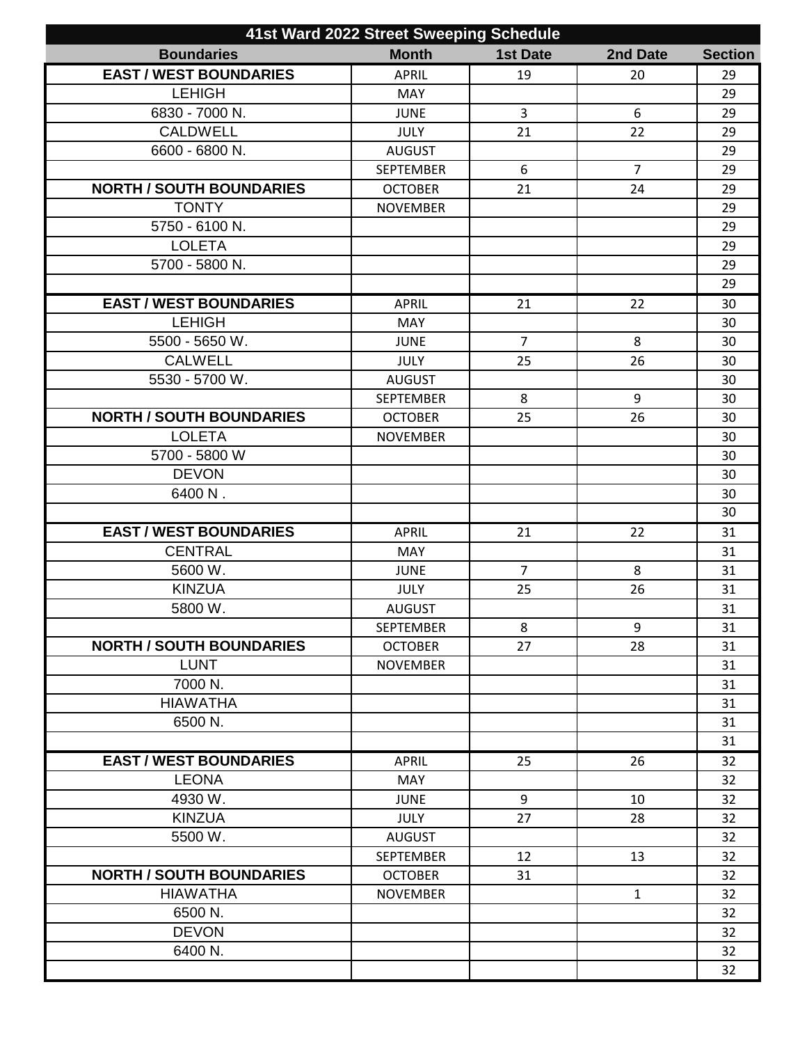| 41st Ward 2022 Street Sweeping Schedule | | | | |
|---|---|---|---|---|
| **Boundaries** | **Month** | **1st Date** | **2nd Date** | **Section** |
| **EAST / WEST BOUNDARIES** | APRIL | 19 | 20 | 29 |
| LEHIGH | MAY | | | 29 |
| 6830 - 7000 N. | JUNE | 3 | 6 | 29 |
| CALDWELL | JULY | 21 | 22 | 29 |
| 6600 - 6800 N. | AUGUST | | | 29 |
| | SEPTEMBER | 6 | 7 | 29 |
| **NORTH / SOUTH BOUNDARIES** | OCTOBER | 21 | 24 | 29 |
| TONTY | NOVEMBER | | | 29 |
| 5750 - 6100 N. | | | | 29 |
| LOLETA | | | | 29 |
| 5700 - 5800 N. | | | | 29 |
| | | | | 29 |
| **EAST / WEST BOUNDARIES** | APRIL | 21 | 22 | 30 |
| LEHIGH | MAY | | | 30 |
| 5500 - 5650 W. | JUNE | 7 | 8 | 30 |
| CALWELL | JULY | 25 | 26 | 30 |
| 5530 - 5700 W. | AUGUST | | | 30 |
| | SEPTEMBER | 8 | 9 | 30 |
| **NORTH / SOUTH BOUNDARIES** | OCTOBER | 25 | 26 | 30 |
| LOLETA | NOVEMBER | | | 30 |
| 5700 - 5800 W | | | | 30 |
| DEVON | | | | 30 |
| 6400 N . | | | | 30 |
| | | | | 30 |
| **EAST / WEST BOUNDARIES** | APRIL | 21 | 22 | 31 |
| CENTRAL | MAY | | | 31 |
| 5600 W. | JUNE | 7 | 8 | 31 |
| KINZUA | JULY | 25 | 26 | 31 |
| 5800 W. | AUGUST | | | 31 |
| | SEPTEMBER | 8 | 9 | 31 |
| **NORTH / SOUTH BOUNDARIES** | OCTOBER | 27 | 28 | 31 |
| LUNT | NOVEMBER | | | 31 |
| 7000 N. | | | | 31 |
| HIAWATHA | | | | 31 |
| 6500 N. | | | | 31 |
| | | | | 31 |
| **EAST / WEST BOUNDARIES** | APRIL | 25 | 26 | 32 |
| LEONA | MAY | | | 32 |
| 4930 W. | JUNE | 9 | 10 | 32 |
| KINZUA | JULY | 27 | 28 | 32 |
| 5500 W. | AUGUST | | | 32 |
| | SEPTEMBER | 12 | 13 | 32 |
| **NORTH / SOUTH BOUNDARIES** | OCTOBER | 31 | | 32 |
| HIAWATHA | NOVEMBER | | 1 | 32 |
| 6500 N. | | | | 32 |
| DEVON | | | | 32 |
| 6400 N. | | | | 32 |
| | | | | 32 |